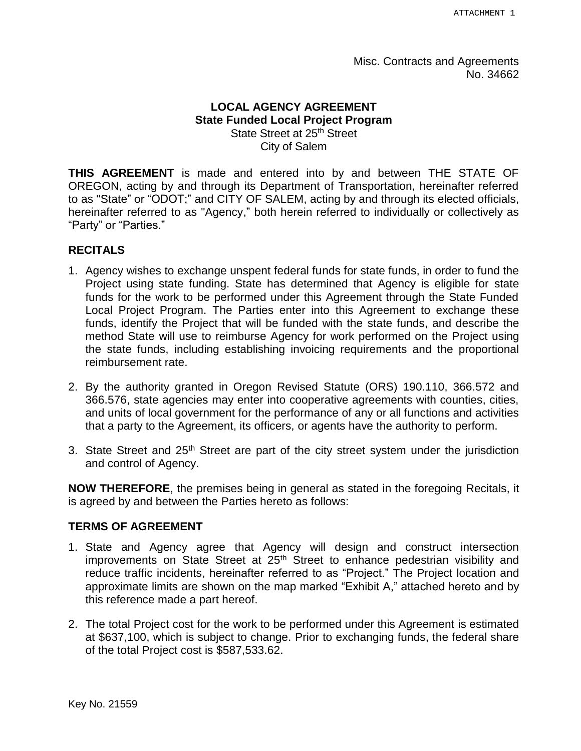ATTACHMENT 1

Misc. Contracts and Agreements
No. 34662

**LOCAL AGENCY AGREEMENT**
**State Funded Local Project Program**
State Street at 25th Street
City of Salem

**THIS AGREEMENT** is made and entered into by and between THE STATE OF OREGON, acting by and through its Department of Transportation, hereinafter referred to as "State" or "ODOT;" and CITY OF SALEM, acting by and through its elected officials, hereinafter referred to as "Agency," both herein referred to individually or collectively as "Party" or "Parties."

## RECITALS

1. Agency wishes to exchange unspent federal funds for state funds, in order to fund the Project using state funding. State has determined that Agency is eligible for state funds for the work to be performed under this Agreement through the State Funded Local Project Program. The Parties enter into this Agreement to exchange these funds, identify the Project that will be funded with the state funds, and describe the method State will use to reimburse Agency for work performed on the Project using the state funds, including establishing invoicing requirements and the proportional reimbursement rate.

2. By the authority granted in Oregon Revised Statute (ORS) 190.110, 366.572 and 366.576, state agencies may enter into cooperative agreements with counties, cities, and units of local government for the performance of any or all functions and activities that a party to the Agreement, its officers, or agents have the authority to perform.

3. State Street and 25th Street are part of the city street system under the jurisdiction and control of Agency.

**NOW THEREFORE**, the premises being in general as stated in the foregoing Recitals, it is agreed by and between the Parties hereto as follows:

## TERMS OF AGREEMENT

1. State and Agency agree that Agency will design and construct intersection improvements on State Street at 25th Street to enhance pedestrian visibility and reduce traffic incidents, hereinafter referred to as "Project." The Project location and approximate limits are shown on the map marked "Exhibit A," attached hereto and by this reference made a part hereof.

2. The total Project cost for the work to be performed under this Agreement is estimated at $637,100, which is subject to change. Prior to exchanging funds, the federal share of the total Project cost is $587,533.62.

Key No. 21559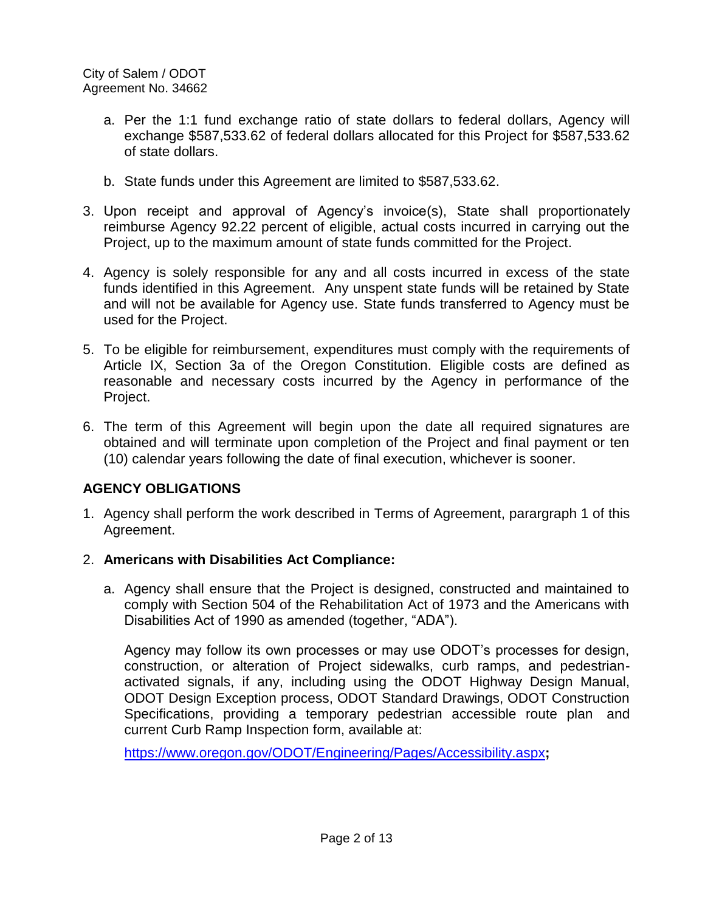a. Per the 1:1 fund exchange ratio of state dollars to federal dollars, Agency will exchange $587,533.62 of federal dollars allocated for this Project for $587,533.62 of state dollars.

b. State funds under this Agreement are limited to $587,533.62.

3. Upon receipt and approval of Agency's invoice(s), State shall proportionately reimburse Agency 92.22 percent of eligible, actual costs incurred in carrying out the Project, up to the maximum amount of state funds committed for the Project.

4. Agency is solely responsible for any and all costs incurred in excess of the state funds identified in this Agreement. Any unspent state funds will be retained by State and will not be available for Agency use. State funds transferred to Agency must be used for the Project.

5. To be eligible for reimbursement, expenditures must comply with the requirements of Article IX, Section 3a of the Oregon Constitution. Eligible costs are defined as reasonable and necessary costs incurred by the Agency in performance of the Project.

6. The term of this Agreement will begin upon the date all required signatures are obtained and will terminate upon completion of the Project and final payment or ten (10) calendar years following the date of final execution, whichever is sooner.

## AGENCY OBLIGATIONS

1. Agency shall perform the work described in Terms of Agreement, parargraph 1 of this Agreement.

2. **Americans with Disabilities Act Compliance:**

   a. Agency shall ensure that the Project is designed, constructed and maintained to comply with Section 504 of the Rehabilitation Act of 1973 and the Americans with Disabilities Act of 1990 as amended (together, "ADA").

   Agency may follow its own processes or may use ODOT's processes for design, construction, or alteration of Project sidewalks, curb ramps, and pedestrian-activated signals, if any, including using the ODOT Highway Design Manual, ODOT Design Exception process, ODOT Standard Drawings, ODOT Construction Specifications, providing a temporary pedestrian accessible route plan and current Curb Ramp Inspection form, available at:

   https://www.oregon.gov/ODOT/Engineering/Pages/Accessibility.aspx**;**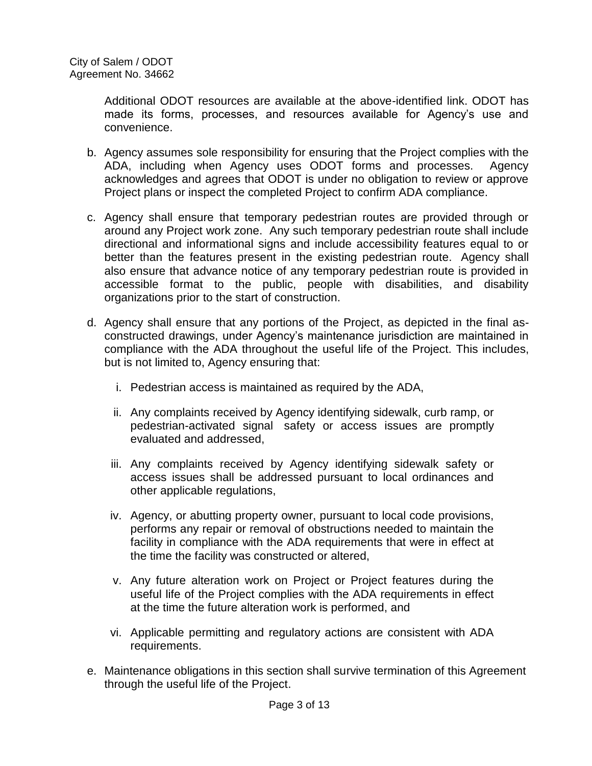Additional ODOT resources are available at the above-identified link. ODOT has made its forms, processes, and resources available for Agency's use and convenience.

b. Agency assumes sole responsibility for ensuring that the Project complies with the ADA, including when Agency uses ODOT forms and processes. Agency acknowledges and agrees that ODOT is under no obligation to review or approve Project plans or inspect the completed Project to confirm ADA compliance.

c. Agency shall ensure that temporary pedestrian routes are provided through or around any Project work zone. Any such temporary pedestrian route shall include directional and informational signs and include accessibility features equal to or better than the features present in the existing pedestrian route. Agency shall also ensure that advance notice of any temporary pedestrian route is provided in accessible format to the public, people with disabilities, and disability organizations prior to the start of construction.

d. Agency shall ensure that any portions of the Project, as depicted in the final as-constructed drawings, under Agency's maintenance jurisdiction are maintained in compliance with the ADA throughout the useful life of the Project. This includes, but is not limited to, Agency ensuring that:

    i. Pedestrian access is maintained as required by the ADA,

    ii. Any complaints received by Agency identifying sidewalk, curb ramp, or pedestrian-activated signal safety or access issues are promptly evaluated and addressed,

    iii. Any complaints received by Agency identifying sidewalk safety or access issues shall be addressed pursuant to local ordinances and other applicable regulations,

    iv. Agency, or abutting property owner, pursuant to local code provisions, performs any repair or removal of obstructions needed to maintain the facility in compliance with the ADA requirements that were in effect at the time the facility was constructed or altered,

    v. Any future alteration work on Project or Project features during the useful life of the Project complies with the ADA requirements in effect at the time the future alteration work is performed, and

    vi. Applicable permitting and regulatory actions are consistent with ADA requirements.

e. Maintenance obligations in this section shall survive termination of this Agreement through the useful life of the Project.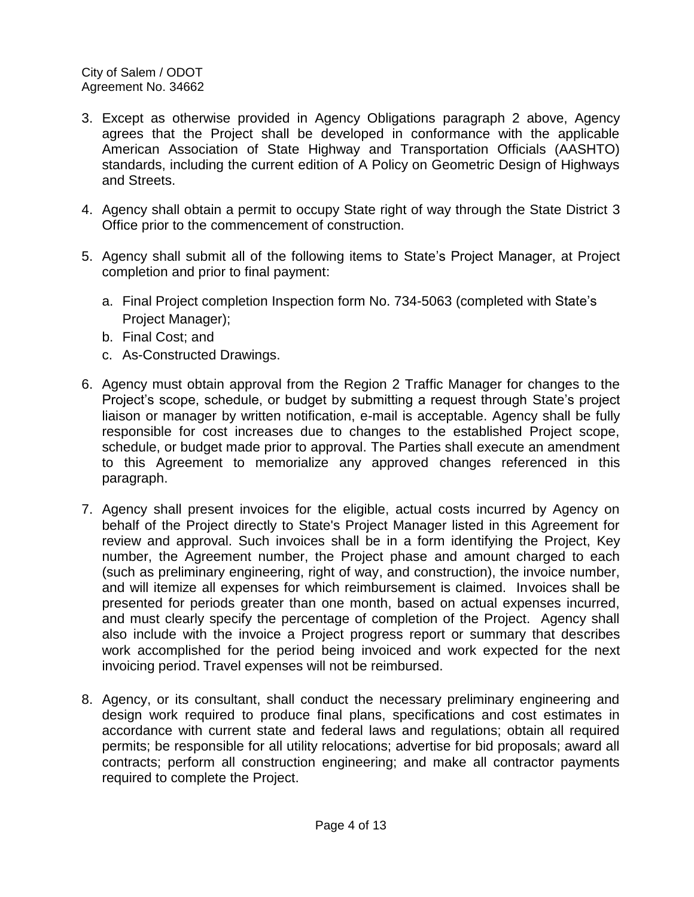3. Except as otherwise provided in Agency Obligations paragraph 2 above, Agency agrees that the Project shall be developed in conformance with the applicable American Association of State Highway and Transportation Officials (AASHTO) standards, including the current edition of A Policy on Geometric Design of Highways and Streets.

4. Agency shall obtain a permit to occupy State right of way through the State District 3 Office prior to the commencement of construction.

5. Agency shall submit all of the following items to State's Project Manager, at Project completion and prior to final payment:

   a. Final Project completion Inspection form No. 734-5063 (completed with State's Project Manager);
   b. Final Cost; and
   c. As-Constructed Drawings.

6. Agency must obtain approval from the Region 2 Traffic Manager for changes to the Project's scope, schedule, or budget by submitting a request through State's project liaison or manager by written notification, e-mail is acceptable. Agency shall be fully responsible for cost increases due to changes to the established Project scope, schedule, or budget made prior to approval. The Parties shall execute an amendment to this Agreement to memorialize any approved changes referenced in this paragraph.

7. Agency shall present invoices for the eligible, actual costs incurred by Agency on behalf of the Project directly to State's Project Manager listed in this Agreement for review and approval. Such invoices shall be in a form identifying the Project, Key number, the Agreement number, the Project phase and amount charged to each (such as preliminary engineering, right of way, and construction), the invoice number, and will itemize all expenses for which reimbursement is claimed. Invoices shall be presented for periods greater than one month, based on actual expenses incurred, and must clearly specify the percentage of completion of the Project. Agency shall also include with the invoice a Project progress report or summary that describes work accomplished for the period being invoiced and work expected for the next invoicing period. Travel expenses will not be reimbursed.

8. Agency, or its consultant, shall conduct the necessary preliminary engineering and design work required to produce final plans, specifications and cost estimates in accordance with current state and federal laws and regulations; obtain all required permits; be responsible for all utility relocations; advertise for bid proposals; award all contracts; perform all construction engineering; and make all contractor payments required to complete the Project.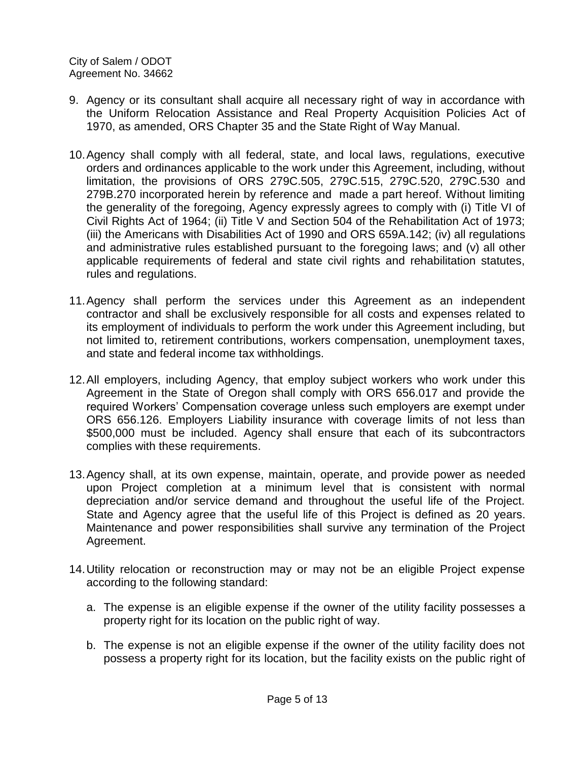9. Agency or its consultant shall acquire all necessary right of way in accordance with the Uniform Relocation Assistance and Real Property Acquisition Policies Act of 1970, as amended, ORS Chapter 35 and the State Right of Way Manual.

10. Agency shall comply with all federal, state, and local laws, regulations, executive orders and ordinances applicable to the work under this Agreement, including, without limitation, the provisions of ORS 279C.505, 279C.515, 279C.520, 279C.530 and 279B.270 incorporated herein by reference and made a part hereof. Without limiting the generality of the foregoing, Agency expressly agrees to comply with (i) Title VI of Civil Rights Act of 1964; (ii) Title V and Section 504 of the Rehabilitation Act of 1973; (iii) the Americans with Disabilities Act of 1990 and ORS 659A.142; (iv) all regulations and administrative rules established pursuant to the foregoing laws; and (v) all other applicable requirements of federal and state civil rights and rehabilitation statutes, rules and regulations.

11. Agency shall perform the services under this Agreement as an independent contractor and shall be exclusively responsible for all costs and expenses related to its employment of individuals to perform the work under this Agreement including, but not limited to, retirement contributions, workers compensation, unemployment taxes, and state and federal income tax withholdings.

12. All employers, including Agency, that employ subject workers who work under this Agreement in the State of Oregon shall comply with ORS 656.017 and provide the required Workers' Compensation coverage unless such employers are exempt under ORS 656.126. Employers Liability insurance with coverage limits of not less than $500,000 must be included. Agency shall ensure that each of its subcontractors complies with these requirements.

13. Agency shall, at its own expense, maintain, operate, and provide power as needed upon Project completion at a minimum level that is consistent with normal depreciation and/or service demand and throughout the useful life of the Project. State and Agency agree that the useful life of this Project is defined as 20 years. Maintenance and power responsibilities shall survive any termination of the Project Agreement.

14. Utility relocation or reconstruction may or may not be an eligible Project expense according to the following standard:

    a. The expense is an eligible expense if the owner of the utility facility possesses a property right for its location on the public right of way.

    b. The expense is not an eligible expense if the owner of the utility facility does not possess a property right for its location, but the facility exists on the public right of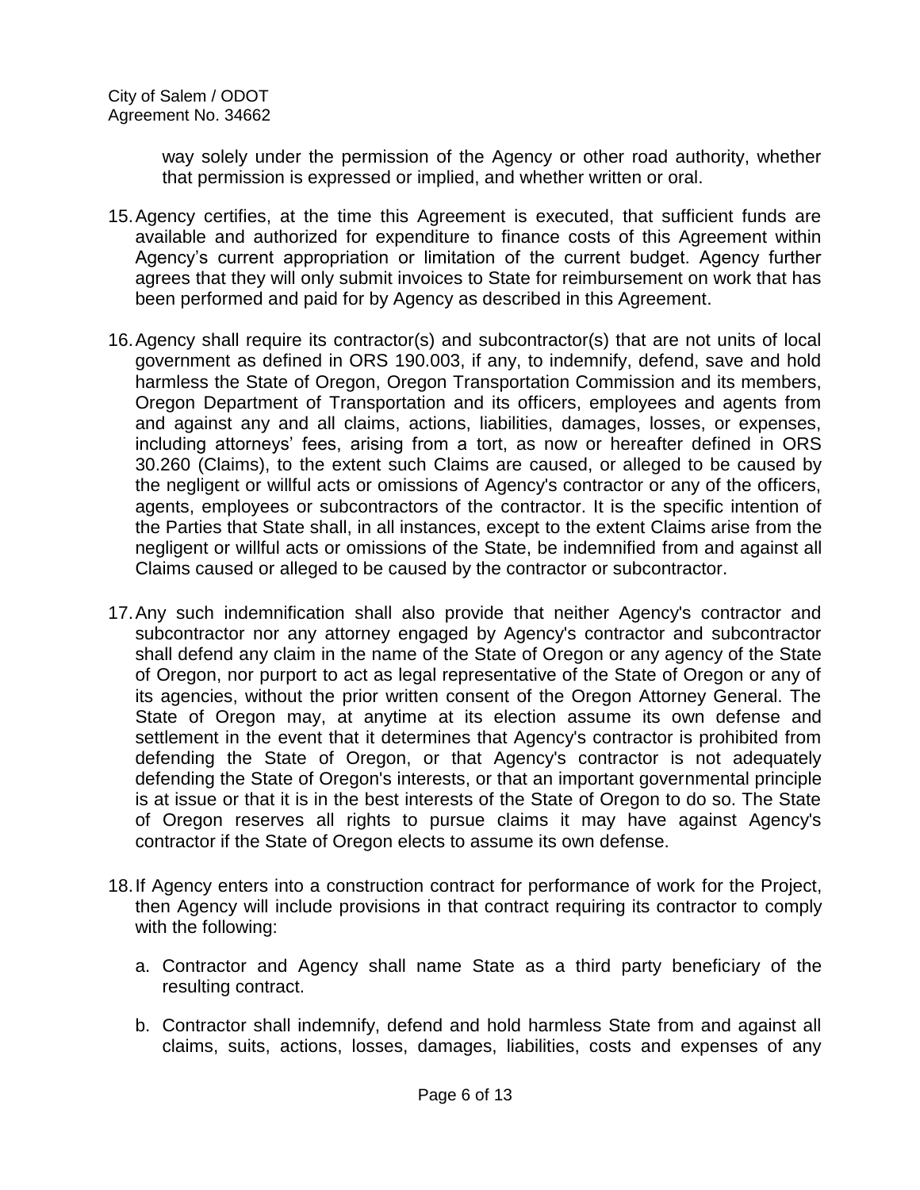way solely under the permission of the Agency or other road authority, whether that permission is expressed or implied, and whether written or oral.

15. Agency certifies, at the time this Agreement is executed, that sufficient funds are available and authorized for expenditure to finance costs of this Agreement within Agency's current appropriation or limitation of the current budget. Agency further agrees that they will only submit invoices to State for reimbursement on work that has been performed and paid for by Agency as described in this Agreement.

16. Agency shall require its contractor(s) and subcontractor(s) that are not units of local government as defined in ORS 190.003, if any, to indemnify, defend, save and hold harmless the State of Oregon, Oregon Transportation Commission and its members, Oregon Department of Transportation and its officers, employees and agents from and against any and all claims, actions, liabilities, damages, losses, or expenses, including attorneys' fees, arising from a tort, as now or hereafter defined in ORS 30.260 (Claims), to the extent such Claims are caused, or alleged to be caused by the negligent or willful acts or omissions of Agency's contractor or any of the officers, agents, employees or subcontractors of the contractor. It is the specific intention of the Parties that State shall, in all instances, except to the extent Claims arise from the negligent or willful acts or omissions of the State, be indemnified from and against all Claims caused or alleged to be caused by the contractor or subcontractor.

17. Any such indemnification shall also provide that neither Agency's contractor and subcontractor nor any attorney engaged by Agency's contractor and subcontractor shall defend any claim in the name of the State of Oregon or any agency of the State of Oregon, nor purport to act as legal representative of the State of Oregon or any of its agencies, without the prior written consent of the Oregon Attorney General. The State of Oregon may, at anytime at its election assume its own defense and settlement in the event that it determines that Agency's contractor is prohibited from defending the State of Oregon, or that Agency's contractor is not adequately defending the State of Oregon's interests, or that an important governmental principle is at issue or that it is in the best interests of the State of Oregon to do so. The State of Oregon reserves all rights to pursue claims it may have against Agency's contractor if the State of Oregon elects to assume its own defense.

18. If Agency enters into a construction contract for performance of work for the Project, then Agency will include provisions in that contract requiring its contractor to comply with the following:

    a. Contractor and Agency shall name State as a third party beneficiary of the resulting contract.

    b. Contractor shall indemnify, defend and hold harmless State from and against all claims, suits, actions, losses, damages, liabilities, costs and expenses of any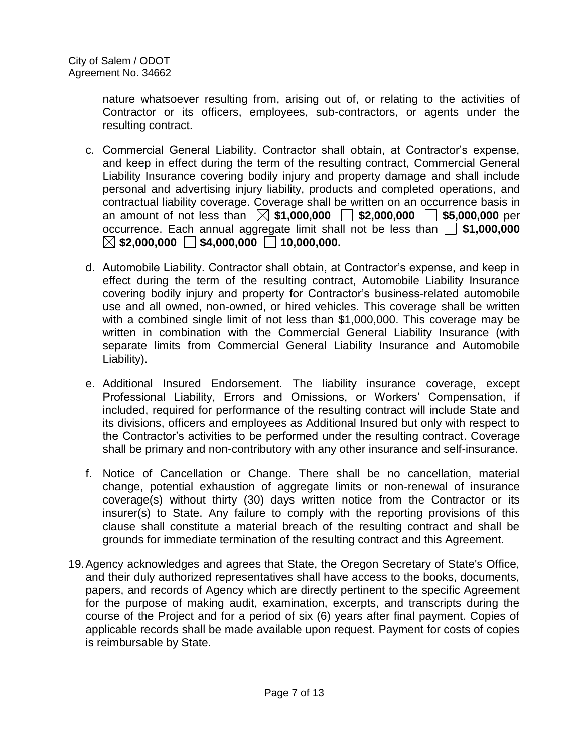nature whatsoever resulting from, arising out of, or relating to the activities of Contractor or its officers, employees, sub-contractors, or agents under the resulting contract.

c. Commercial General Liability. Contractor shall obtain, at Contractor's expense, and keep in effect during the term of the resulting contract, Commercial General Liability Insurance covering bodily injury and property damage and shall include personal and advertising injury liability, products and completed operations, and contractual liability coverage. Coverage shall be written on an occurrence basis in an amount of not less than ☒ **\$1,000,000** ☐ **\$2,000,000** ☐ **\$5,000,000** per occurrence. Each annual aggregate limit shall not be less than ☐ **\$1,000,000** ☒ **\$2,000,000** ☐ **\$4,000,000** ☐ **10,000,000.**

d. Automobile Liability. Contractor shall obtain, at Contractor's expense, and keep in effect during the term of the resulting contract, Automobile Liability Insurance covering bodily injury and property for Contractor's business-related automobile use and all owned, non-owned, or hired vehicles. This coverage shall be written with a combined single limit of not less than \$1,000,000. This coverage may be written in combination with the Commercial General Liability Insurance (with separate limits from Commercial General Liability Insurance and Automobile Liability).

e. Additional Insured Endorsement. The liability insurance coverage, except Professional Liability, Errors and Omissions, or Workers' Compensation, if included, required for performance of the resulting contract will include State and its divisions, officers and employees as Additional Insured but only with respect to the Contractor's activities to be performed under the resulting contract. Coverage shall be primary and non-contributory with any other insurance and self-insurance.

f. Notice of Cancellation or Change. There shall be no cancellation, material change, potential exhaustion of aggregate limits or non-renewal of insurance coverage(s) without thirty (30) days written notice from the Contractor or its insurer(s) to State. Any failure to comply with the reporting provisions of this clause shall constitute a material breach of the resulting contract and shall be grounds for immediate termination of the resulting contract and this Agreement.

19. Agency acknowledges and agrees that State, the Oregon Secretary of State's Office, and their duly authorized representatives shall have access to the books, documents, papers, and records of Agency which are directly pertinent to the specific Agreement for the purpose of making audit, examination, excerpts, and transcripts during the course of the Project and for a period of six (6) years after final payment. Copies of applicable records shall be made available upon request. Payment for costs of copies is reimbursable by State.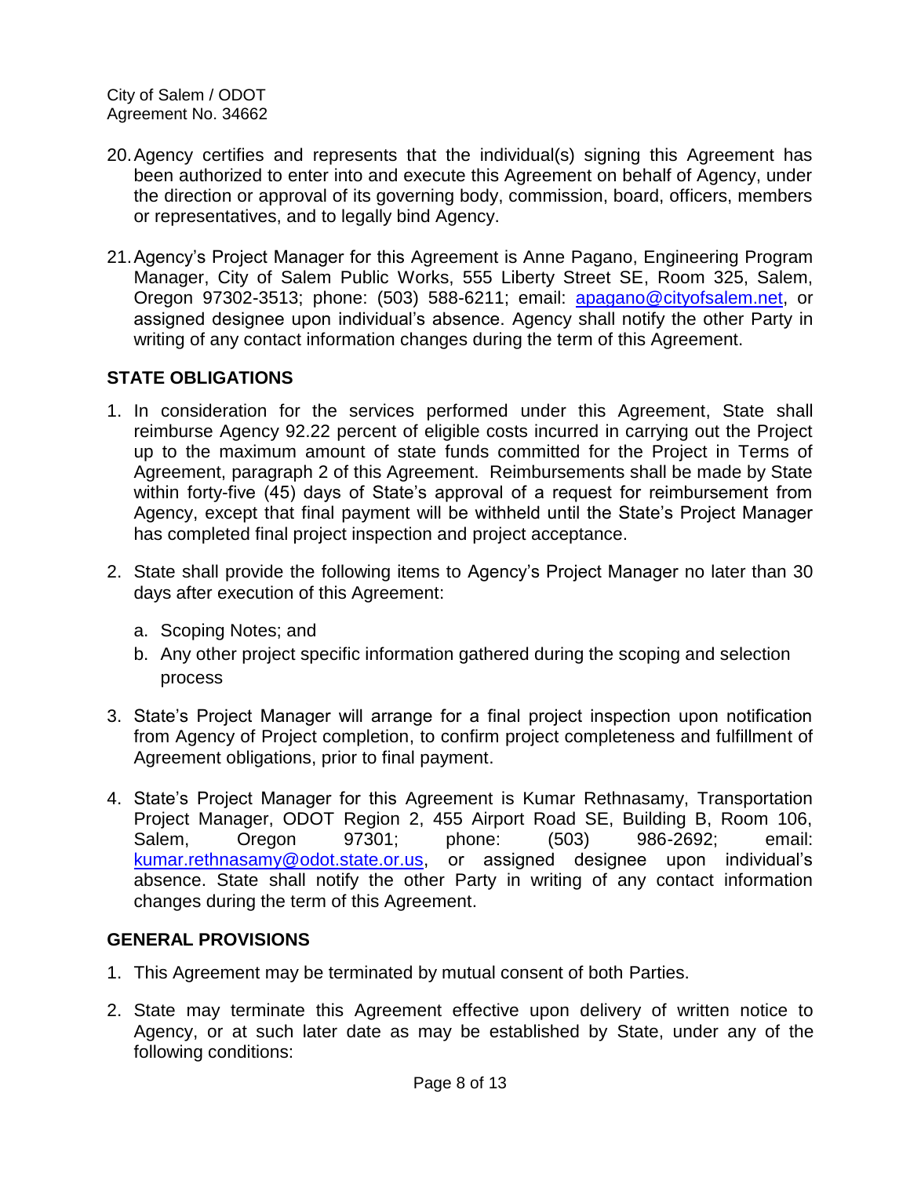20. Agency certifies and represents that the individual(s) signing this Agreement has been authorized to enter into and execute this Agreement on behalf of Agency, under the direction or approval of its governing body, commission, board, officers, members or representatives, and to legally bind Agency.

21. Agency's Project Manager for this Agreement is Anne Pagano, Engineering Program Manager, City of Salem Public Works, 555 Liberty Street SE, Room 325, Salem, Oregon 97302-3513; phone: (503) 588-6211; email: apagano@cityofsalem.net, or assigned designee upon individual's absence. Agency shall notify the other Party in writing of any contact information changes during the term of this Agreement.

## STATE OBLIGATIONS

1. In consideration for the services performed under this Agreement, State shall reimburse Agency 92.22 percent of eligible costs incurred in carrying out the Project up to the maximum amount of state funds committed for the Project in Terms of Agreement, paragraph 2 of this Agreement. Reimbursements shall be made by State within forty-five (45) days of State's approval of a request for reimbursement from Agency, except that final payment will be withheld until the State's Project Manager has completed final project inspection and project acceptance.

2. State shall provide the following items to Agency's Project Manager no later than 30 days after execution of this Agreement:

   a. Scoping Notes; and
   b. Any other project specific information gathered during the scoping and selection process

3. State's Project Manager will arrange for a final project inspection upon notification from Agency of Project completion, to confirm project completeness and fulfillment of Agreement obligations, prior to final payment.

4. State's Project Manager for this Agreement is Kumar Rethnasamy, Transportation Project Manager, ODOT Region 2, 455 Airport Road SE, Building B, Room 106, Salem, Oregon 97301; phone: (503) 986-2692; email: kumar.rethnasamy@odot.state.or.us, or assigned designee upon individual's absence. State shall notify the other Party in writing of any contact information changes during the term of this Agreement.

## GENERAL PROVISIONS

1. This Agreement may be terminated by mutual consent of both Parties.

2. State may terminate this Agreement effective upon delivery of written notice to Agency, or at such later date as may be established by State, under any of the following conditions: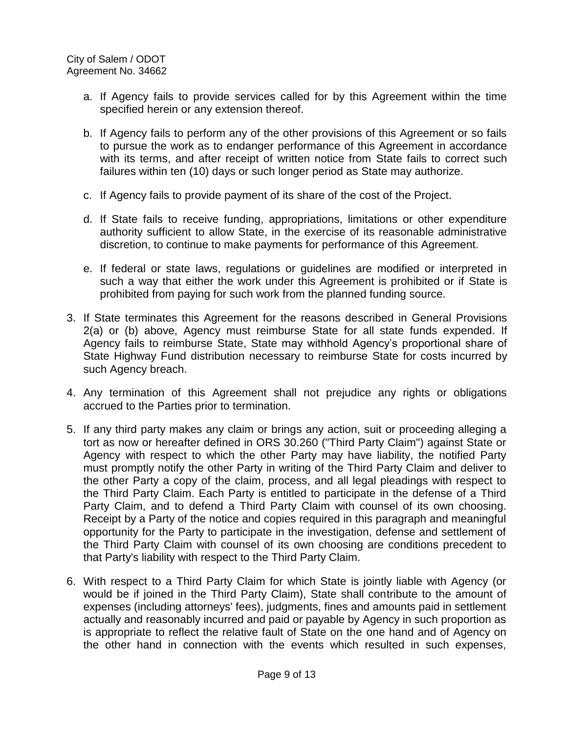a. If Agency fails to provide services called for by this Agreement within the time specified herein or any extension thereof.

b. If Agency fails to perform any of the other provisions of this Agreement or so fails to pursue the work as to endanger performance of this Agreement in accordance with its terms, and after receipt of written notice from State fails to correct such failures within ten (10) days or such longer period as State may authorize.

c. If Agency fails to provide payment of its share of the cost of the Project.

d. If State fails to receive funding, appropriations, limitations or other expenditure authority sufficient to allow State, in the exercise of its reasonable administrative discretion, to continue to make payments for performance of this Agreement.

e. If federal or state laws, regulations or guidelines are modified or interpreted in such a way that either the work under this Agreement is prohibited or if State is prohibited from paying for such work from the planned funding source.

3. If State terminates this Agreement for the reasons described in General Provisions 2(a) or (b) above, Agency must reimburse State for all state funds expended. If Agency fails to reimburse State, State may withhold Agency's proportional share of State Highway Fund distribution necessary to reimburse State for costs incurred by such Agency breach.

4. Any termination of this Agreement shall not prejudice any rights or obligations accrued to the Parties prior to termination.

5. If any third party makes any claim or brings any action, suit or proceeding alleging a tort as now or hereafter defined in ORS 30.260 ("Third Party Claim") against State or Agency with respect to which the other Party may have liability, the notified Party must promptly notify the other Party in writing of the Third Party Claim and deliver to the other Party a copy of the claim, process, and all legal pleadings with respect to the Third Party Claim. Each Party is entitled to participate in the defense of a Third Party Claim, and to defend a Third Party Claim with counsel of its own choosing. Receipt by a Party of the notice and copies required in this paragraph and meaningful opportunity for the Party to participate in the investigation, defense and settlement of the Third Party Claim with counsel of its own choosing are conditions precedent to that Party's liability with respect to the Third Party Claim.

6. With respect to a Third Party Claim for which State is jointly liable with Agency (or would be if joined in the Third Party Claim), State shall contribute to the amount of expenses (including attorneys' fees), judgments, fines and amounts paid in settlement actually and reasonably incurred and paid or payable by Agency in such proportion as is appropriate to reflect the relative fault of State on the one hand and of Agency on the other hand in connection with the events which resulted in such expenses,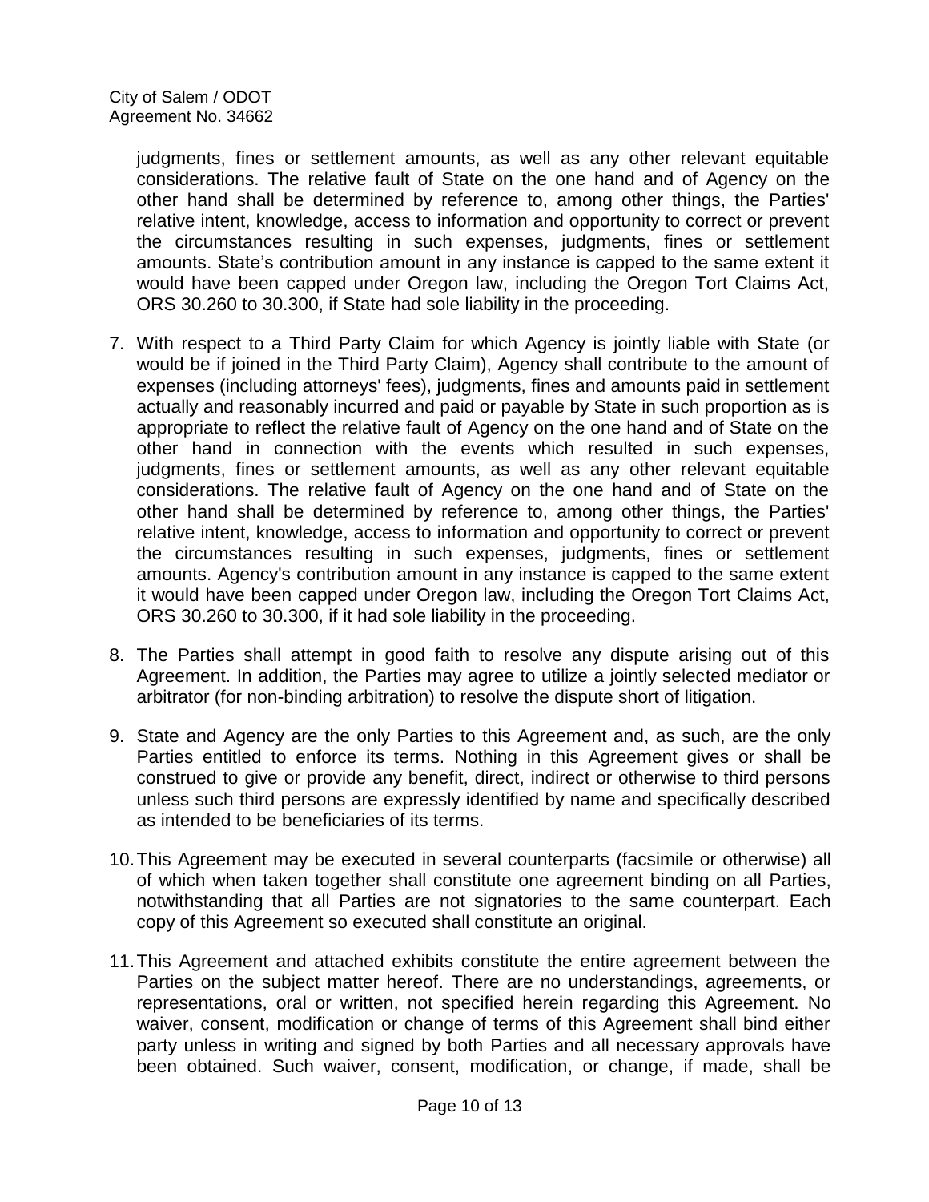judgments, fines or settlement amounts, as well as any other relevant equitable considerations. The relative fault of State on the one hand and of Agency on the other hand shall be determined by reference to, among other things, the Parties' relative intent, knowledge, access to information and opportunity to correct or prevent the circumstances resulting in such expenses, judgments, fines or settlement amounts. State's contribution amount in any instance is capped to the same extent it would have been capped under Oregon law, including the Oregon Tort Claims Act, ORS 30.260 to 30.300, if State had sole liability in the proceeding.

7. With respect to a Third Party Claim for which Agency is jointly liable with State (or would be if joined in the Third Party Claim), Agency shall contribute to the amount of expenses (including attorneys' fees), judgments, fines and amounts paid in settlement actually and reasonably incurred and paid or payable by State in such proportion as is appropriate to reflect the relative fault of Agency on the one hand and of State on the other hand in connection with the events which resulted in such expenses, judgments, fines or settlement amounts, as well as any other relevant equitable considerations. The relative fault of Agency on the one hand and of State on the other hand shall be determined by reference to, among other things, the Parties' relative intent, knowledge, access to information and opportunity to correct or prevent the circumstances resulting in such expenses, judgments, fines or settlement amounts. Agency's contribution amount in any instance is capped to the same extent it would have been capped under Oregon law, including the Oregon Tort Claims Act, ORS 30.260 to 30.300, if it had sole liability in the proceeding.

8. The Parties shall attempt in good faith to resolve any dispute arising out of this Agreement. In addition, the Parties may agree to utilize a jointly selected mediator or arbitrator (for non-binding arbitration) to resolve the dispute short of litigation.

9. State and Agency are the only Parties to this Agreement and, as such, are the only Parties entitled to enforce its terms. Nothing in this Agreement gives or shall be construed to give or provide any benefit, direct, indirect or otherwise to third persons unless such third persons are expressly identified by name and specifically described as intended to be beneficiaries of its terms.

10. This Agreement may be executed in several counterparts (facsimile or otherwise) all of which when taken together shall constitute one agreement binding on all Parties, notwithstanding that all Parties are not signatories to the same counterpart. Each copy of this Agreement so executed shall constitute an original.

11. This Agreement and attached exhibits constitute the entire agreement between the Parties on the subject matter hereof. There are no understandings, agreements, or representations, oral or written, not specified herein regarding this Agreement. No waiver, consent, modification or change of terms of this Agreement shall bind either party unless in writing and signed by both Parties and all necessary approvals have been obtained. Such waiver, consent, modification, or change, if made, shall be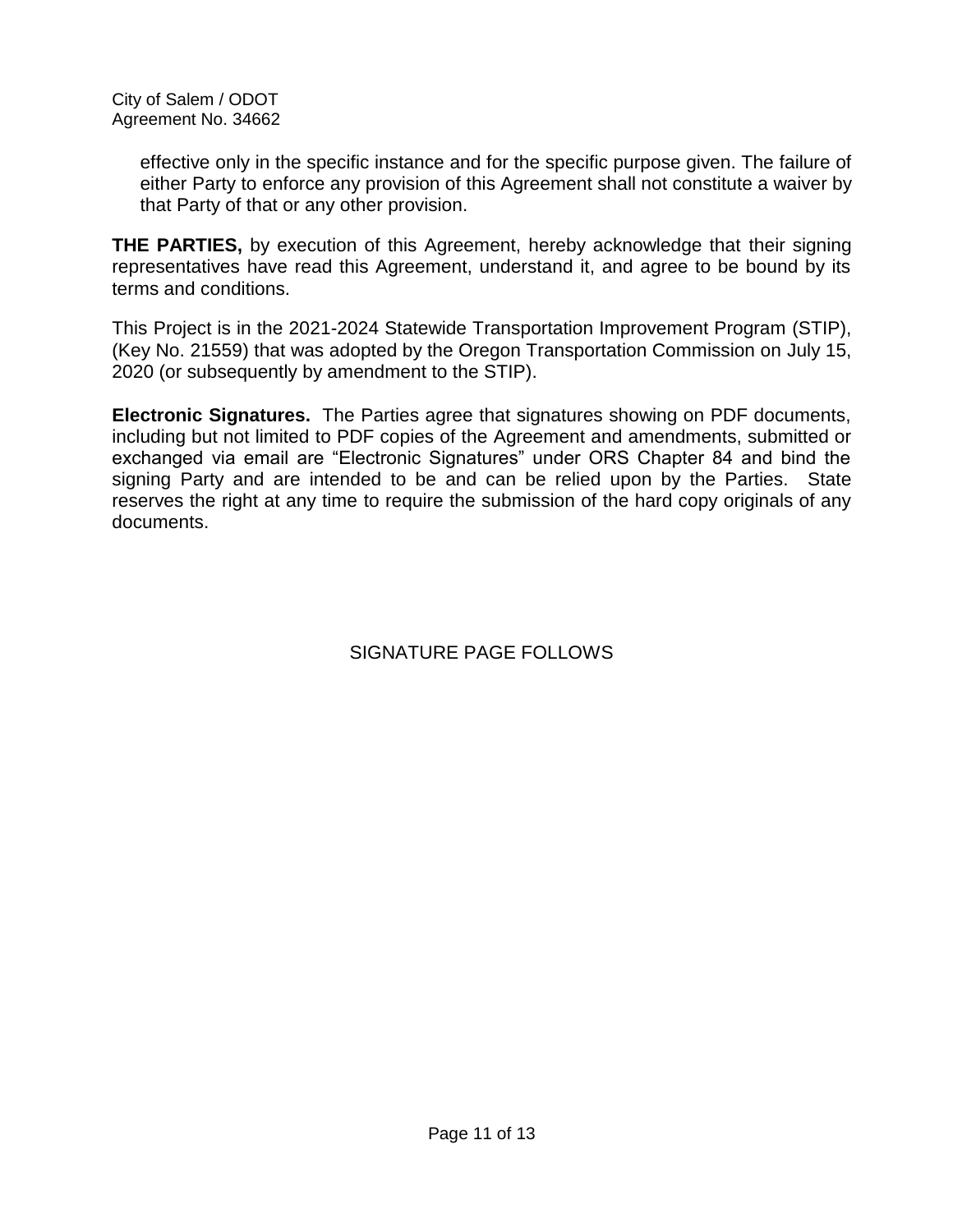effective only in the specific instance and for the specific purpose given. The failure of either Party to enforce any provision of this Agreement shall not constitute a waiver by that Party of that or any other provision.

**THE PARTIES,** by execution of this Agreement, hereby acknowledge that their signing representatives have read this Agreement, understand it, and agree to be bound by its terms and conditions.

This Project is in the 2021-2024 Statewide Transportation Improvement Program (STIP), (Key No. 21559) that was adopted by the Oregon Transportation Commission on July 15, 2020 (or subsequently by amendment to the STIP).

**Electronic Signatures.** The Parties agree that signatures showing on PDF documents, including but not limited to PDF copies of the Agreement and amendments, submitted or exchanged via email are "Electronic Signatures" under ORS Chapter 84 and bind the signing Party and are intended to be and can be relied upon by the Parties. State reserves the right at any time to require the submission of the hard copy originals of any documents.

SIGNATURE PAGE FOLLOWS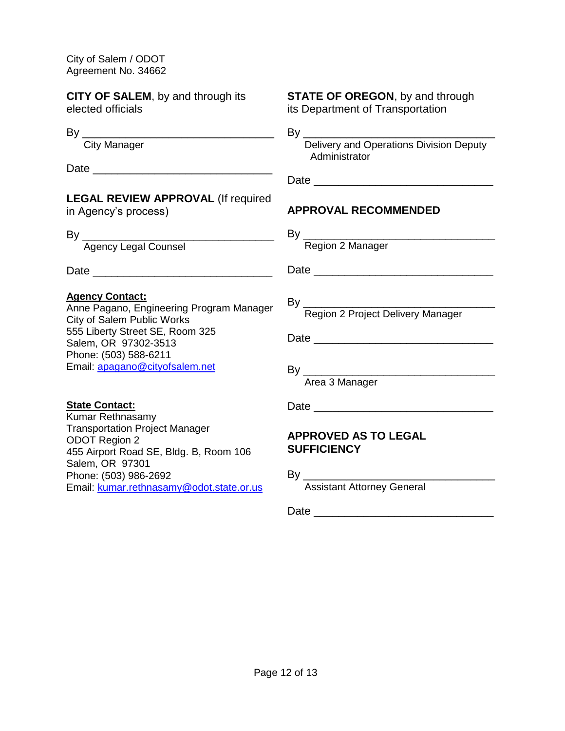City of Salem / ODOT
Agreement No. 34662

**CITY OF SALEM**, by and through its elected officials

By _______________________________
City Manager

Date _____________________________

**LEGAL REVIEW APPROVAL** (If required in Agency's process)

By _______________________________
Agency Legal Counsel

Date _____________________________

**Agency Contact:**
Anne Pagano, Engineering Program Manager
City of Salem Public Works
555 Liberty Street SE, Room 325
Salem, OR 97302-3513
Phone: (503) 588-6211
Email: apagano@cityofsalem.net

**State Contact:**
Kumar Rethnasamy
Transportation Project Manager
ODOT Region 2
455 Airport Road SE, Bldg. B, Room 106
Salem, OR 97301
Phone: (503) 986-2692
Email: kumar.rethnasamy@odot.state.or.us

**STATE OF OREGON**, by and through its Department of Transportation

By _______________________________
Delivery and Operations Division Deputy Administrator

Date _____________________________

**APPROVAL RECOMMENDED**

By _______________________________
Region 2 Manager

Date _____________________________

By _______________________________
Region 2 Project Delivery Manager

Date _____________________________

By _______________________________
Area 3 Manager

Date _____________________________

**APPROVED AS TO LEGAL SUFFICIENCY**

By _______________________________
Assistant Attorney General

Date _____________________________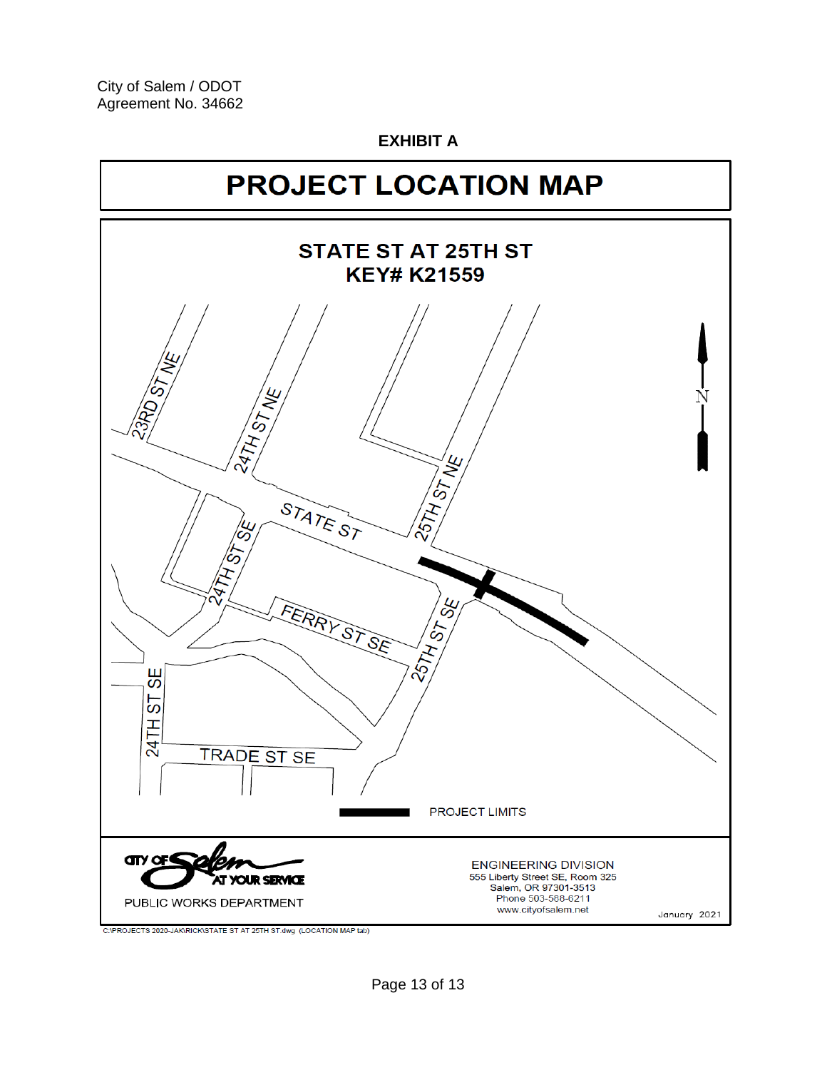City of Salem / ODOT
Agreement No. 34662

**EXHIBIT A**

# PROJECT LOCATION MAP

## STATE ST AT 25TH ST
## KEY# K21559

23RD ST NE
24TH ST NE
25TH ST NE
STATE ST
24TH ST SE
FERRY ST SE
25TH ST SE
24TH ST SE
TRADE ST SE
N

PROJECT LIMITS

CITY OF Salem AT YOUR SERVICE
PUBLIC WORKS DEPARTMENT

ENGINEERING DIVISION
555 Liberty Street SE, Room 325
Salem, OR 97301-3513
Phone 503-588-6211
www.cityofsalem.net

January 2021

C:\PROJECTS 2020-JAK\RICK\STATE ST AT 25TH ST.dwg (LOCATION MAP tab)